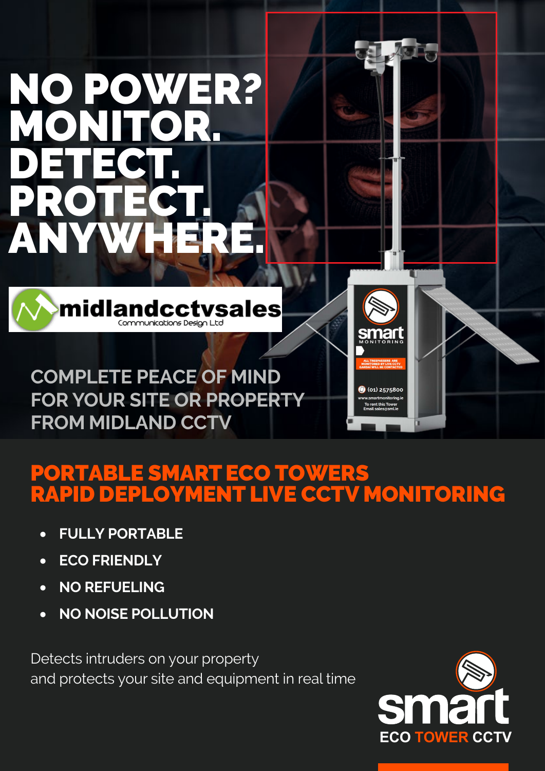# NO POWER? MONITOR. DETECT. PROTECT. ANYWHERE.

midlandcctvsales
Communications Design Ltd

COMPLETE PEACE OF MIND FOR YOUR SITE OR PROPERTY FROM MIDLAND CCTV

smart MONITORING

ALL TRESPASSERS ARE MONITORED BY LIVE CCTV GARDAI WILL BE CONTACTED

(01) 2575800
www.smartmonitoring.ie
To rent this Tower
Email sales@sml.ie

## PORTABLE SMART ECO TOWERS RAPID DEPLOYMENT LIVE CCTV MONITORING

- FULLY PORTABLE
- ECO FRIENDLY
- NO REFUELING
- NO NOISE POLLUTION

Detects intruders on your property and protects your site and equipment in real time

smart
ECO TOWER CCTV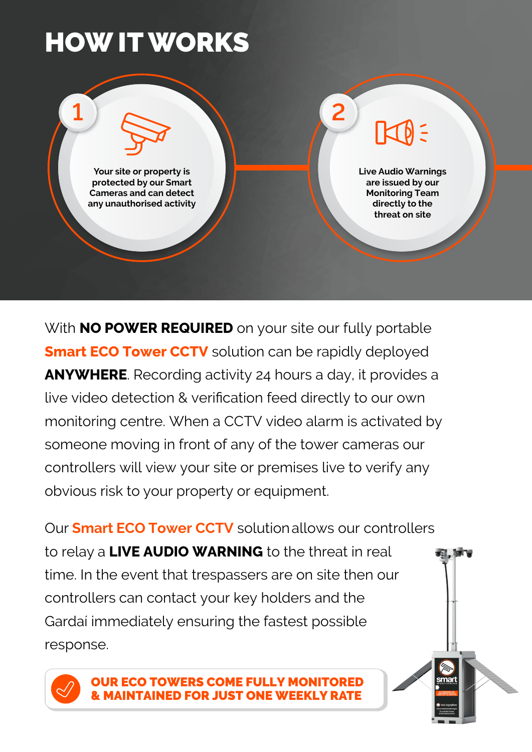# HOW IT WORKS

**1**

Your site or property is protected by our Smart Cameras and can detect any unauthorised activity

**2**

Live Audio Warnings are issued by our Monitoring Team directly to the threat on site

With **NO POWER REQUIRED** on your site our fully portable **Smart ECO Tower CCTV** solution can be rapidly deployed **ANYWHERE**. Recording activity 24 hours a day, it provides a live video detection & verification feed directly to our own monitoring centre. When a CCTV video alarm is activated by someone moving in front of any of the tower cameras our controllers will view your site or premises live to verify any obvious risk to your property or equipment.

Our **Smart ECO Tower CCTV** solution allows our controllers to relay a **LIVE AUDIO WARNING** to the threat in real time. In the event that trespassers are on site then our controllers can contact your key holders and the Gardaí immediately ensuring the fastest possible response.

**OUR ECO TOWERS COME FULLY MONITORED & MAINTAINED FOR JUST ONE WEEKLY RATE**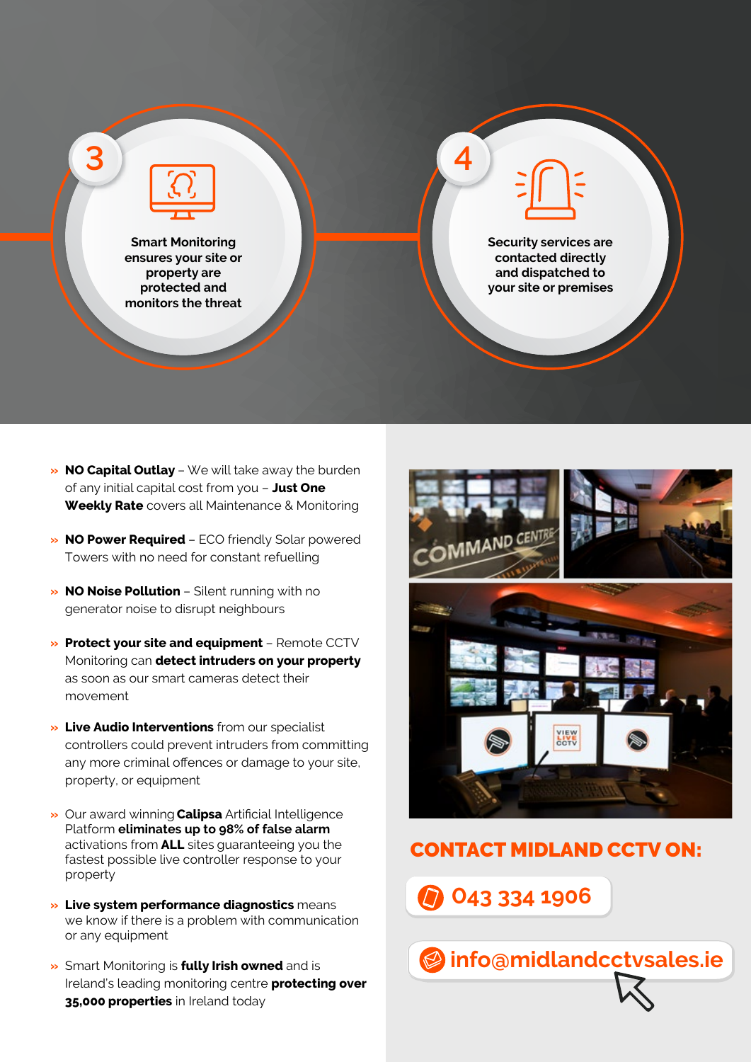**3**

Smart Monitoring ensures your site or property are protected and monitors the threat

**4**

Security services are contacted directly and dispatched to your site or premises

- **NO Capital Outlay** – We will take away the burden of any initial capital cost from you – **Just One Weekly Rate** covers all Maintenance & Monitoring
- **NO Power Required** – ECO friendly Solar powered Towers with no need for constant refuelling
- **NO Noise Pollution** – Silent running with no generator noise to disrupt neighbours
- **Protect your site and equipment** – Remote CCTV Monitoring can **detect intruders on your property** as soon as our smart cameras detect their movement
- **Live Audio Interventions** from our specialist controllers could prevent intruders from committing any more criminal offences or damage to your site, property, or equipment
- Our award winning **Calipsa** Artificial Intelligence Platform **eliminates up to 98% of false alarm** activations from **ALL** sites guaranteeing you the fastest possible live controller response to your property
- **Live system performance diagnostics** means we know if there is a problem with communication or any equipment
- Smart Monitoring is **fully Irish owned** and is Ireland's leading monitoring centre **protecting over 35,000 properties** in Ireland today

## CONTACT MIDLAND CCTV ON:

043 334 1906

info@midlandcctvsales.ie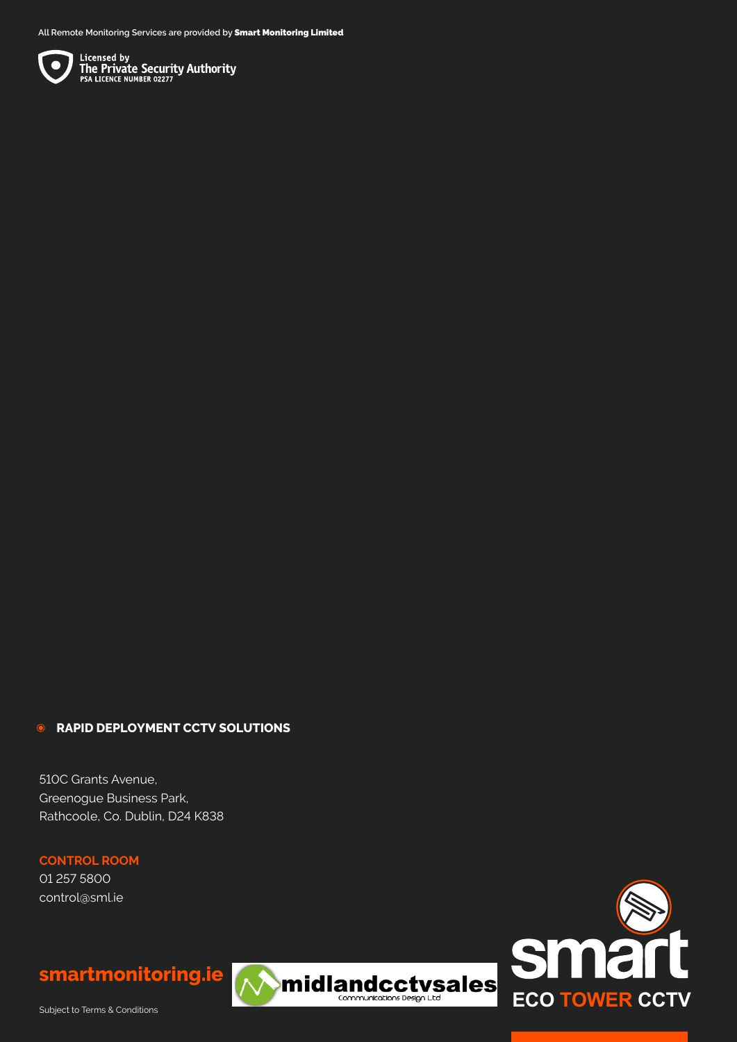All Remote Monitoring Services are provided by **Smart Monitoring Limited**

Licensed by
**The Private Security Authority**
PSA LICENCE NUMBER 02277

**RAPID DEPLOYMENT CCTV SOLUTIONS**

510C Grants Avenue,
Greenogue Business Park,
Rathcoole, Co. Dublin, D24 K838

**CONTROL ROOM**
01 257 5800
control@sml.ie

**smartmonitoring.ie**

midlandcctvsales
Communications Design Ltd

smart
**ECO TOWER CCTV**

Subject to Terms & Conditions